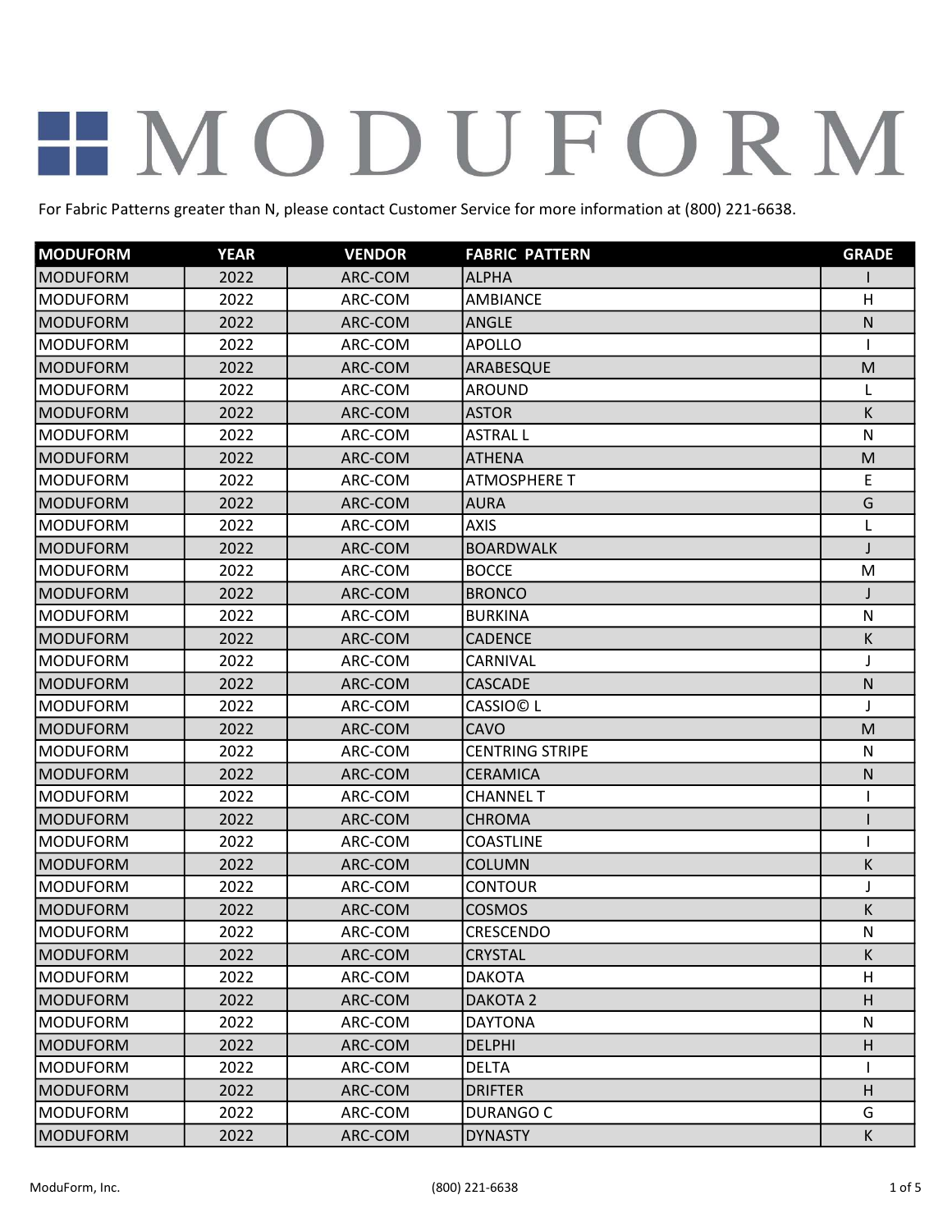# MODUFORM

For Fabric Patterns greater than N, please contact Customer Service for more information at (800) 221-6638.

| MODUFORM | YEAR | VENDOR | FABRIC PATTERN | GRADE |
|---|---|---|---|---|
| MODUFORM | 2022 | ARC-COM | ALPHA | I |
| MODUFORM | 2022 | ARC-COM | AMBIANCE | H |
| MODUFORM | 2022 | ARC-COM | ANGLE | N |
| MODUFORM | 2022 | ARC-COM | APOLLO | I |
| MODUFORM | 2022 | ARC-COM | ARABESQUE | M |
| MODUFORM | 2022 | ARC-COM | AROUND | L |
| MODUFORM | 2022 | ARC-COM | ASTOR | K |
| MODUFORM | 2022 | ARC-COM | ASTRAL L | N |
| MODUFORM | 2022 | ARC-COM | ATHENA | M |
| MODUFORM | 2022 | ARC-COM | ATMOSPHERE T | E |
| MODUFORM | 2022 | ARC-COM | AURA | G |
| MODUFORM | 2022 | ARC-COM | AXIS | L |
| MODUFORM | 2022 | ARC-COM | BOARDWALK | J |
| MODUFORM | 2022 | ARC-COM | BOCCE | M |
| MODUFORM | 2022 | ARC-COM | BRONCO | J |
| MODUFORM | 2022 | ARC-COM | BURKINA | N |
| MODUFORM | 2022 | ARC-COM | CADENCE | K |
| MODUFORM | 2022 | ARC-COM | CARNIVAL | J |
| MODUFORM | 2022 | ARC-COM | CASCADE | N |
| MODUFORM | 2022 | ARC-COM | CASSIO© L | J |
| MODUFORM | 2022 | ARC-COM | CAVO | M |
| MODUFORM | 2022 | ARC-COM | CENTRING STRIPE | N |
| MODUFORM | 2022 | ARC-COM | CERAMICA | N |
| MODUFORM | 2022 | ARC-COM | CHANNEL T | I |
| MODUFORM | 2022 | ARC-COM | CHROMA | I |
| MODUFORM | 2022 | ARC-COM | COASTLINE | I |
| MODUFORM | 2022 | ARC-COM | COLUMN | K |
| MODUFORM | 2022 | ARC-COM | CONTOUR | J |
| MODUFORM | 2022 | ARC-COM | COSMOS | K |
| MODUFORM | 2022 | ARC-COM | CRESCENDO | N |
| MODUFORM | 2022 | ARC-COM | CRYSTAL | K |
| MODUFORM | 2022 | ARC-COM | DAKOTA | H |
| MODUFORM | 2022 | ARC-COM | DAKOTA 2 | H |
| MODUFORM | 2022 | ARC-COM | DAYTONA | N |
| MODUFORM | 2022 | ARC-COM | DELPHI | H |
| MODUFORM | 2022 | ARC-COM | DELTA | I |
| MODUFORM | 2022 | ARC-COM | DRIFTER | H |
| MODUFORM | 2022 | ARC-COM | DURANGO C | G |
| MODUFORM | 2022 | ARC-COM | DYNASTY | K |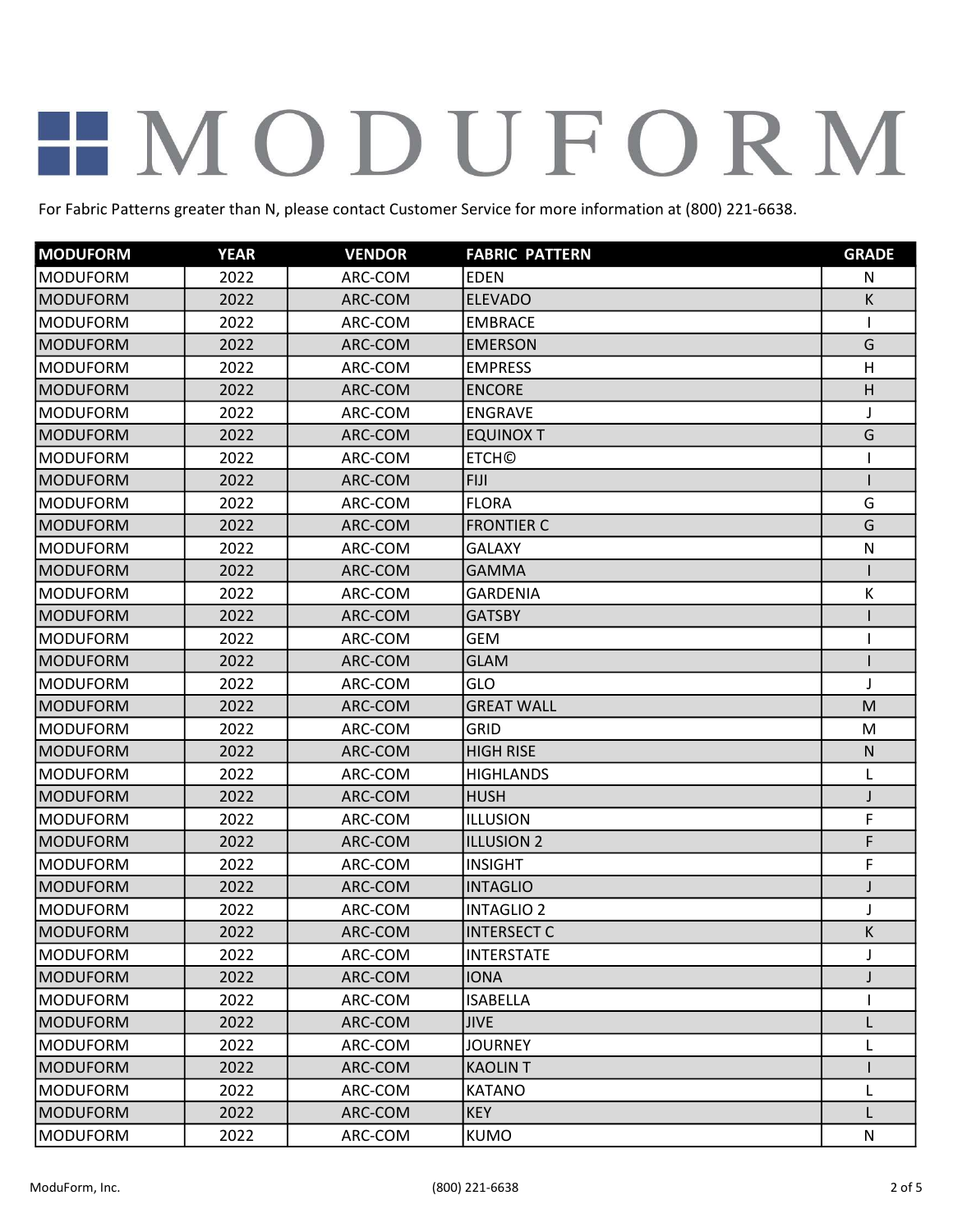# MODUFORM

For Fabric Patterns greater than N, please contact Customer Service for more information at (800) 221-6638.

| MODUFORM | YEAR | VENDOR | FABRIC PATTERN | GRADE |
|---|---|---|---|---|
| MODUFORM | 2022 | ARC-COM | EDEN | N |
| MODUFORM | 2022 | ARC-COM | ELEVADO | K |
| MODUFORM | 2022 | ARC-COM | EMBRACE | I |
| MODUFORM | 2022 | ARC-COM | EMERSON | G |
| MODUFORM | 2022 | ARC-COM | EMPRESS | H |
| MODUFORM | 2022 | ARC-COM | ENCORE | H |
| MODUFORM | 2022 | ARC-COM | ENGRAVE | J |
| MODUFORM | 2022 | ARC-COM | EQUINOX T | G |
| MODUFORM | 2022 | ARC-COM | ETCH© | I |
| MODUFORM | 2022 | ARC-COM | FIJI | I |
| MODUFORM | 2022 | ARC-COM | FLORA | G |
| MODUFORM | 2022 | ARC-COM | FRONTIER C | G |
| MODUFORM | 2022 | ARC-COM | GALAXY | N |
| MODUFORM | 2022 | ARC-COM | GAMMA | I |
| MODUFORM | 2022 | ARC-COM | GARDENIA | K |
| MODUFORM | 2022 | ARC-COM | GATSBY | I |
| MODUFORM | 2022 | ARC-COM | GEM | I |
| MODUFORM | 2022 | ARC-COM | GLAM | I |
| MODUFORM | 2022 | ARC-COM | GLO | J |
| MODUFORM | 2022 | ARC-COM | GREAT WALL | M |
| MODUFORM | 2022 | ARC-COM | GRID | M |
| MODUFORM | 2022 | ARC-COM | HIGH RISE | N |
| MODUFORM | 2022 | ARC-COM | HIGHLANDS | L |
| MODUFORM | 2022 | ARC-COM | HUSH | J |
| MODUFORM | 2022 | ARC-COM | ILLUSION | F |
| MODUFORM | 2022 | ARC-COM | ILLUSION 2 | F |
| MODUFORM | 2022 | ARC-COM | INSIGHT | F |
| MODUFORM | 2022 | ARC-COM | INTAGLIO | J |
| MODUFORM | 2022 | ARC-COM | INTAGLIO 2 | J |
| MODUFORM | 2022 | ARC-COM | INTERSECT C | K |
| MODUFORM | 2022 | ARC-COM | INTERSTATE | J |
| MODUFORM | 2022 | ARC-COM | IONA | J |
| MODUFORM | 2022 | ARC-COM | ISABELLA | I |
| MODUFORM | 2022 | ARC-COM | JIVE | L |
| MODUFORM | 2022 | ARC-COM | JOURNEY | L |
| MODUFORM | 2022 | ARC-COM | KAOLIN T | I |
| MODUFORM | 2022 | ARC-COM | KATANO | L |
| MODUFORM | 2022 | ARC-COM | KEY | L |
| MODUFORM | 2022 | ARC-COM | KUMO | N |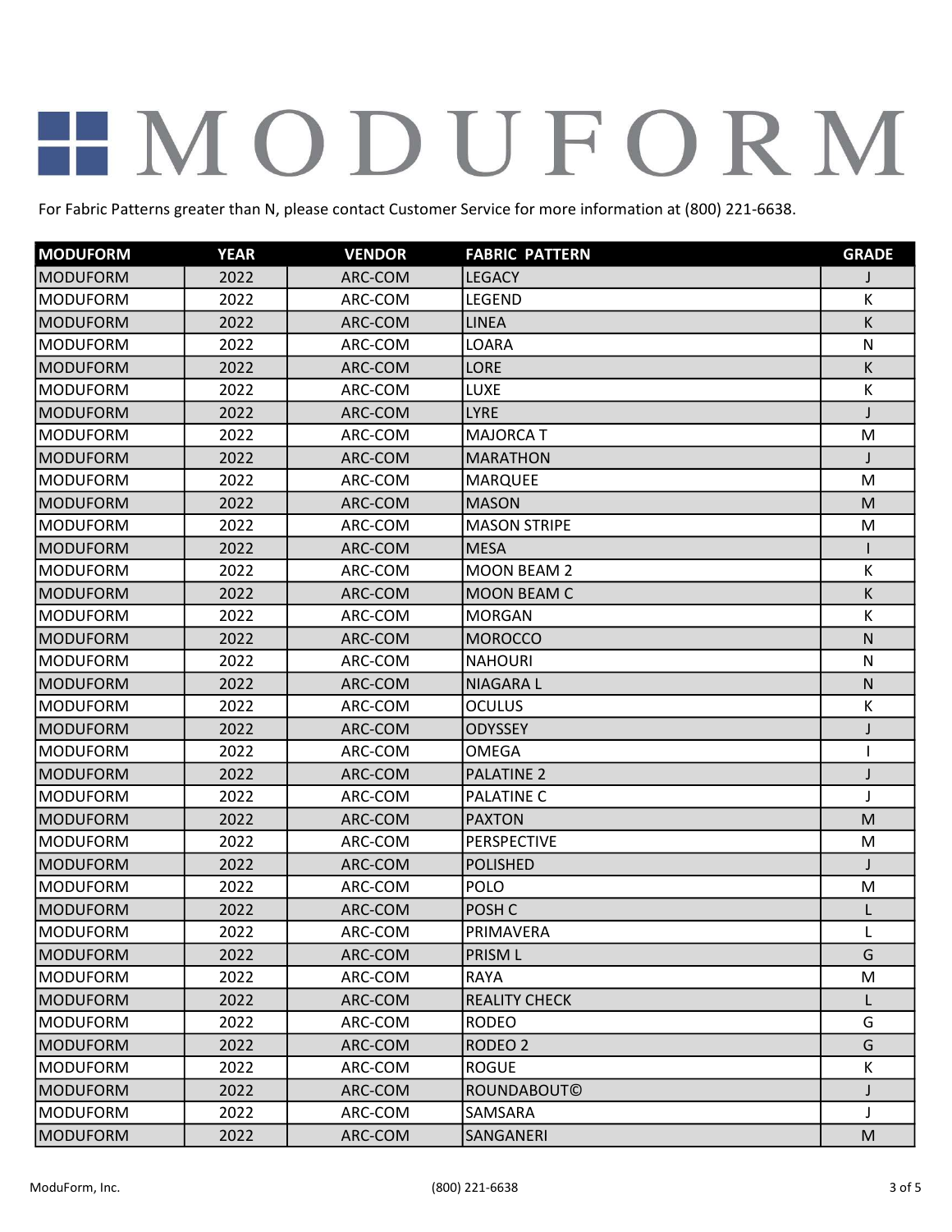# MODUFORM

For Fabric Patterns greater than N, please contact Customer Service for more information at (800) 221-6638.

| MODUFORM | YEAR | VENDOR | FABRIC PATTERN | GRADE |
|---|---|---|---|---|
| MODUFORM | 2022 | ARC-COM | LEGACY | J |
| MODUFORM | 2022 | ARC-COM | LEGEND | K |
| MODUFORM | 2022 | ARC-COM | LINEA | K |
| MODUFORM | 2022 | ARC-COM | LOARA | N |
| MODUFORM | 2022 | ARC-COM | LORE | K |
| MODUFORM | 2022 | ARC-COM | LUXE | K |
| MODUFORM | 2022 | ARC-COM | LYRE | J |
| MODUFORM | 2022 | ARC-COM | MAJORCA T | M |
| MODUFORM | 2022 | ARC-COM | MARATHON | J |
| MODUFORM | 2022 | ARC-COM | MARQUEE | M |
| MODUFORM | 2022 | ARC-COM | MASON | M |
| MODUFORM | 2022 | ARC-COM | MASON STRIPE | M |
| MODUFORM | 2022 | ARC-COM | MESA | I |
| MODUFORM | 2022 | ARC-COM | MOON BEAM 2 | K |
| MODUFORM | 2022 | ARC-COM | MOON BEAM C | K |
| MODUFORM | 2022 | ARC-COM | MORGAN | K |
| MODUFORM | 2022 | ARC-COM | MOROCCO | N |
| MODUFORM | 2022 | ARC-COM | NAHOURI | N |
| MODUFORM | 2022 | ARC-COM | NIAGARA L | N |
| MODUFORM | 2022 | ARC-COM | OCULUS | K |
| MODUFORM | 2022 | ARC-COM | ODYSSEY | J |
| MODUFORM | 2022 | ARC-COM | OMEGA | I |
| MODUFORM | 2022 | ARC-COM | PALATINE 2 | J |
| MODUFORM | 2022 | ARC-COM | PALATINE C | J |
| MODUFORM | 2022 | ARC-COM | PAXTON | M |
| MODUFORM | 2022 | ARC-COM | PERSPECTIVE | M |
| MODUFORM | 2022 | ARC-COM | POLISHED | J |
| MODUFORM | 2022 | ARC-COM | POLO | M |
| MODUFORM | 2022 | ARC-COM | POSH C | L |
| MODUFORM | 2022 | ARC-COM | PRIMAVERA | L |
| MODUFORM | 2022 | ARC-COM | PRISM L | G |
| MODUFORM | 2022 | ARC-COM | RAYA | M |
| MODUFORM | 2022 | ARC-COM | REALITY CHECK | L |
| MODUFORM | 2022 | ARC-COM | RODEO | G |
| MODUFORM | 2022 | ARC-COM | RODEO 2 | G |
| MODUFORM | 2022 | ARC-COM | ROGUE | K |
| MODUFORM | 2022 | ARC-COM | ROUNDABOUT© | J |
| MODUFORM | 2022 | ARC-COM | SAMSARA | J |
| MODUFORM | 2022 | ARC-COM | SANGANERI | M |

ModuForm, Inc. (800) 221-6638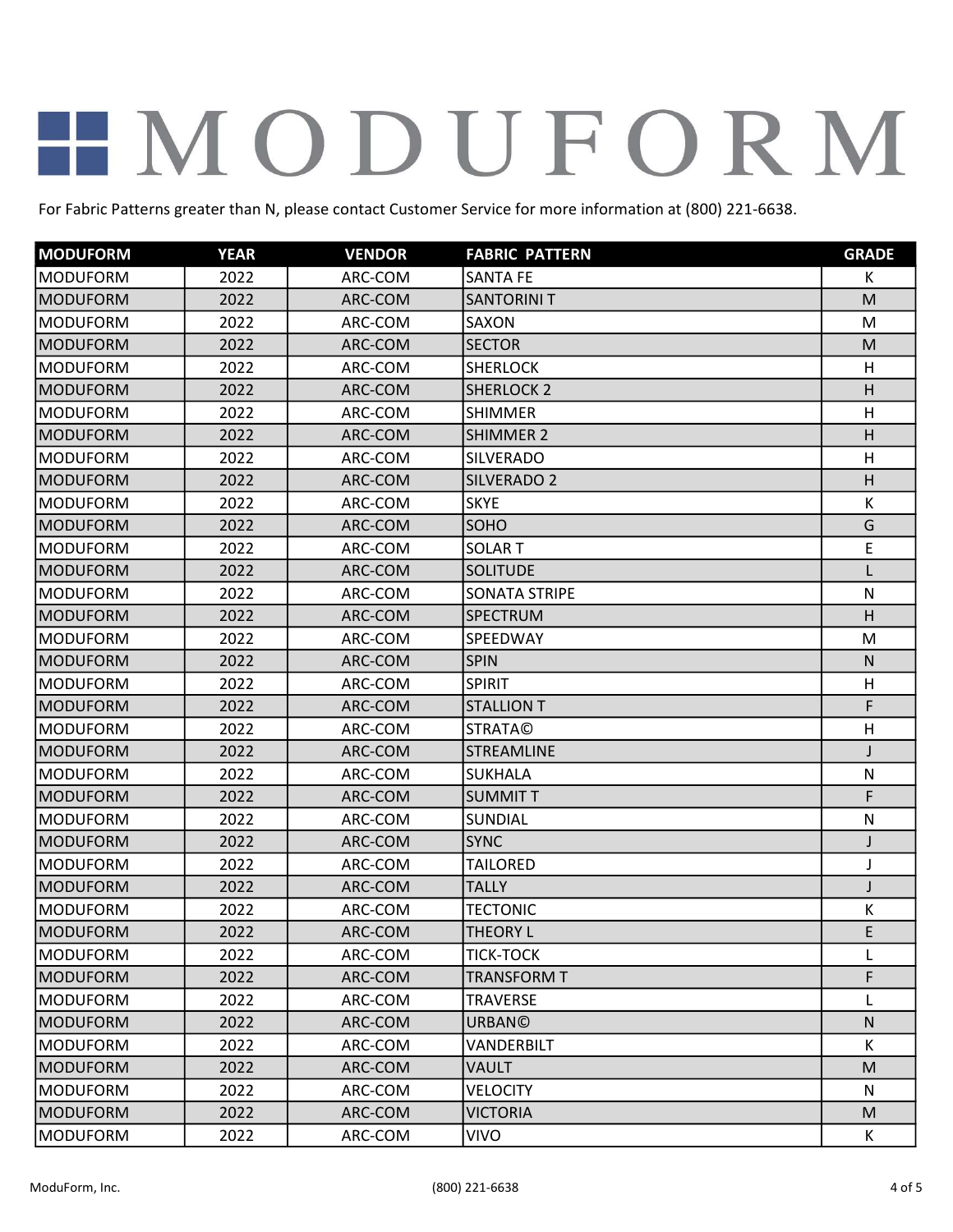# MODUFORM

For Fabric Patterns greater than N, please contact Customer Service for more information at (800) 221-6638.

| MODUFORM | YEAR | VENDOR | FABRIC PATTERN | GRADE |
|---|---|---|---|---|
| MODUFORM | 2022 | ARC-COM | SANTA FE | K |
| MODUFORM | 2022 | ARC-COM | SANTORINI T | M |
| MODUFORM | 2022 | ARC-COM | SAXON | M |
| MODUFORM | 2022 | ARC-COM | SECTOR | M |
| MODUFORM | 2022 | ARC-COM | SHERLOCK | H |
| MODUFORM | 2022 | ARC-COM | SHERLOCK 2 | H |
| MODUFORM | 2022 | ARC-COM | SHIMMER | H |
| MODUFORM | 2022 | ARC-COM | SHIMMER 2 | H |
| MODUFORM | 2022 | ARC-COM | SILVERADO | H |
| MODUFORM | 2022 | ARC-COM | SILVERADO 2 | H |
| MODUFORM | 2022 | ARC-COM | SKYE | K |
| MODUFORM | 2022 | ARC-COM | SOHO | G |
| MODUFORM | 2022 | ARC-COM | SOLAR T | E |
| MODUFORM | 2022 | ARC-COM | SOLITUDE | L |
| MODUFORM | 2022 | ARC-COM | SONATA STRIPE | N |
| MODUFORM | 2022 | ARC-COM | SPECTRUM | H |
| MODUFORM | 2022 | ARC-COM | SPEEDWAY | M |
| MODUFORM | 2022 | ARC-COM | SPIN | N |
| MODUFORM | 2022 | ARC-COM | SPIRIT | H |
| MODUFORM | 2022 | ARC-COM | STALLION T | F |
| MODUFORM | 2022 | ARC-COM | STRATA© | H |
| MODUFORM | 2022 | ARC-COM | STREAMLINE | J |
| MODUFORM | 2022 | ARC-COM | SUKHALA | N |
| MODUFORM | 2022 | ARC-COM | SUMMIT T | F |
| MODUFORM | 2022 | ARC-COM | SUNDIAL | N |
| MODUFORM | 2022 | ARC-COM | SYNC | J |
| MODUFORM | 2022 | ARC-COM | TAILORED | J |
| MODUFORM | 2022 | ARC-COM | TALLY | J |
| MODUFORM | 2022 | ARC-COM | TECTONIC | K |
| MODUFORM | 2022 | ARC-COM | THEORY L | E |
| MODUFORM | 2022 | ARC-COM | TICK-TOCK | L |
| MODUFORM | 2022 | ARC-COM | TRANSFORM T | F |
| MODUFORM | 2022 | ARC-COM | TRAVERSE | L |
| MODUFORM | 2022 | ARC-COM | URBAN© | N |
| MODUFORM | 2022 | ARC-COM | VANDERBILT | K |
| MODUFORM | 2022 | ARC-COM | VAULT | M |
| MODUFORM | 2022 | ARC-COM | VELOCITY | N |
| MODUFORM | 2022 | ARC-COM | VICTORIA | M |
| MODUFORM | 2022 | ARC-COM | VIVO | K |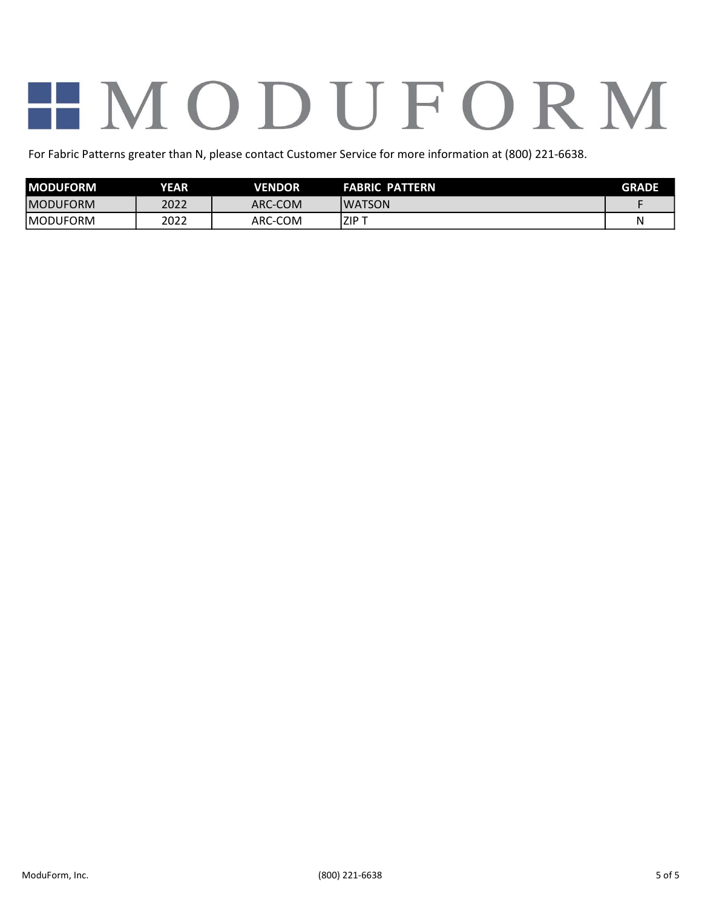# MODUFORM

For Fabric Patterns greater than N, please contact Customer Service for more information at (800) 221-6638.

| MODUFORM | YEAR | VENDOR | FABRIC PATTERN | GRADE |
| --- | --- | --- | --- | --- |
| MODUFORM | 2022 | ARC-COM | WATSON | F |
| MODUFORM | 2022 | ARC-COM | ZIP T | N |